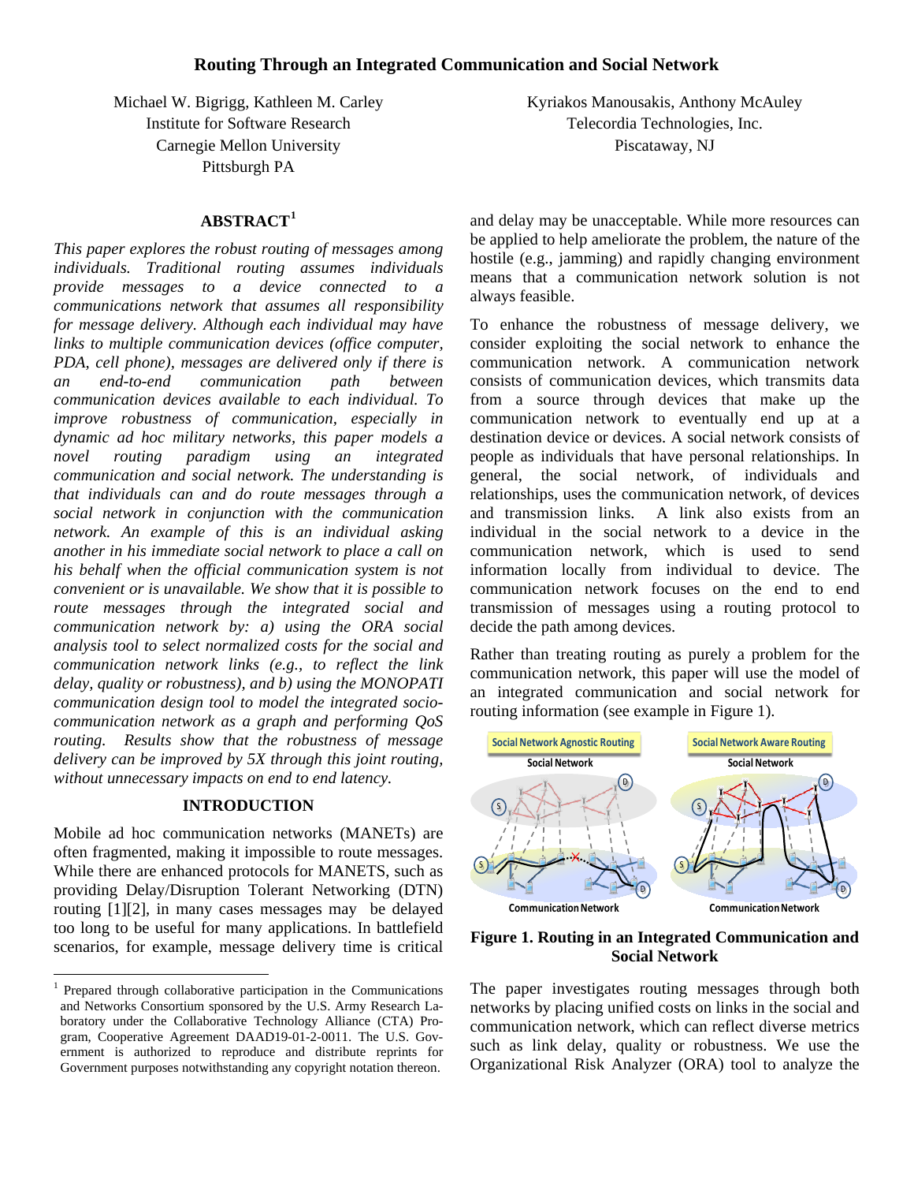# Routing Through an Integrated Communication and Social Network

Michael W. Bigrigg, Kathleen M. Carley
Institute for Software Research
Carnegie Mellon University
Pittsburgh PA

Kyriakos Manousakis, Anthony McAuley
Telecordia Technologies, Inc.
Piscataway, NJ

## ABSTRACT[1]

*This paper explores the robust routing of messages among individuals. Traditional routing assumes individuals provide messages to a device connected to a communications network that assumes all responsibility for message delivery. Although each individual may have links to multiple communication devices (office computer, PDA, cell phone), messages are delivered only if there is an end-to-end communication path between communication devices available to each individual. To improve robustness of communication, especially in dynamic ad hoc military networks, this paper models a novel routing paradigm using an integrated communication and social network. The understanding is that individuals can and do route messages through a social network in conjunction with the communication network. An example of this is an individual asking another in his immediate social network to place a call on his behalf when the official communication system is not convenient or is unavailable. We show that it is possible to route messages through the integrated social and communication network by: a) using the ORA social analysis tool to select normalized costs for the social and communication network links (e.g., to reflect the link delay, quality or robustness), and b) using the MONOPATI communication design tool to model the integrated socio-communication network as a graph and performing QoS routing. Results show that the robustness of message delivery can be improved by 5X through this joint routing, without unnecessary impacts on end to end latency.*

## INTRODUCTION

Mobile ad hoc communication networks (MANETs) are often fragmented, making it impossible to route messages. While there are enhanced protocols for MANETS, such as providing Delay/Disruption Tolerant Networking (DTN) routing [1][2], in many cases messages may be delayed too long to be useful for many applications. In battlefield scenarios, for example, message delivery time is critical and delay may be unacceptable. While more resources can be applied to help ameliorate the problem, the nature of the hostile (e.g., jamming) and rapidly changing environment means that a communication network solution is not always feasible.

To enhance the robustness of message delivery, we consider exploiting the social network to enhance the communication network. A communication network consists of communication devices, which transmits data from a source through devices that make up the communication network to eventually end up at a destination device or devices. A social network consists of people as individuals that have personal relationships. In general, the social network, of individuals and relationships, uses the communication network, of devices and transmission links. A link also exists from an individual in the social network to a device in the communication network, which is used to send information locally from individual to device. The communication network focuses on the end to end transmission of messages using a routing protocol to decide the path among devices.

Rather than treating routing as purely a problem for the communication network, this paper will use the model of an integrated communication and social network for routing information (see example in Figure 1).

**Figure 1. Routing in an Integrated Communication and Social Network**

The paper investigates routing messages through both networks by placing unified costs on links in the social and communication network, which can reflect diverse metrics such as link delay, quality or robustness. We use the Organizational Risk Analyzer (ORA) tool to analyze the

[1] Prepared through collaborative participation in the Communications and Networks Consortium sponsored by the U.S. Army Research Laboratory under the Collaborative Technology Alliance (CTA) Program, Cooperative Agreement DAAD19-01-2-0011. The U.S. Government is authorized to reproduce and distribute reprints for Government purposes notwithstanding any copyright notation thereon.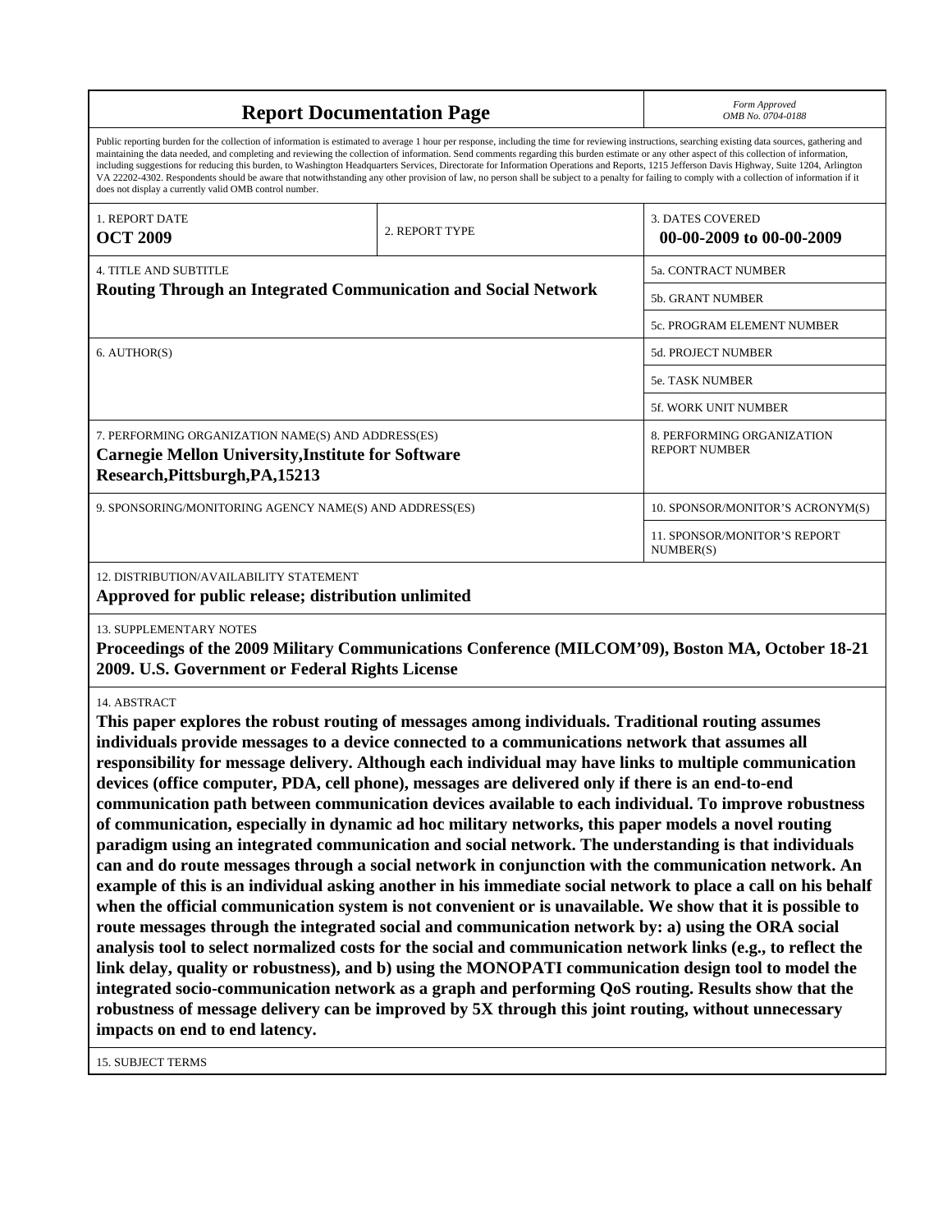# Report Documentation Page

*Form Approved*
*OMB No. 0704-0188*

Public reporting burden for the collection of information is estimated to average 1 hour per response, including the time for reviewing instructions, searching existing data sources, gathering and maintaining the data needed, and completing and reviewing the collection of information. Send comments regarding this burden estimate or any other aspect of this collection of information, including suggestions for reducing this burden, to Washington Headquarters Services, Directorate for Information Operations and Reports, 1215 Jefferson Davis Highway, Suite 1204, Arlington VA 22202-4302. Respondents should be aware that notwithstanding any other provision of law, no person shall be subject to a penalty for failing to comply with a collection of information if it does not display a currently valid OMB control number.

| 1. REPORT DATE | 2. REPORT TYPE | 3. DATES COVERED |
|---|---|---|
| **OCT 2009** | | **00-00-2009 to 00-00-2009** |

| 4. TITLE AND SUBTITLE | |
|---|---|
| **Routing Through an Integrated Communication and Social Network** | 5a. CONTRACT NUMBER |
| | 5b. GRANT NUMBER |
| | 5c. PROGRAM ELEMENT NUMBER |
| 6. AUTHOR(S) | 5d. PROJECT NUMBER |
| | 5e. TASK NUMBER |
| | 5f. WORK UNIT NUMBER |
| 7. PERFORMING ORGANIZATION NAME(S) AND ADDRESS(ES) **Carnegie Mellon University,Institute for Software Research,Pittsburgh,PA,15213** | 8. PERFORMING ORGANIZATION REPORT NUMBER |
| 9. SPONSORING/MONITORING AGENCY NAME(S) AND ADDRESS(ES) | 10. SPONSOR/MONITOR'S ACRONYM(S) |
| | 11. SPONSOR/MONITOR'S REPORT NUMBER(S) |

12. DISTRIBUTION/AVAILABILITY STATEMENT

**Approved for public release; distribution unlimited**

13. SUPPLEMENTARY NOTES

**Proceedings of the 2009 Military Communications Conference (MILCOM'09), Boston MA, October 18-21 2009. U.S. Government or Federal Rights License**

14. ABSTRACT

**This paper explores the robust routing of messages among individuals. Traditional routing assumes individuals provide messages to a device connected to a communications network that assumes all responsibility for message delivery. Although each individual may have links to multiple communication devices (office computer, PDA, cell phone), messages are delivered only if there is an end-to-end communication path between communication devices available to each individual. To improve robustness of communication, especially in dynamic ad hoc military networks, this paper models a novel routing paradigm using an integrated communication and social network. The understanding is that individuals can and do route messages through a social network in conjunction with the communication network. An example of this is an individual asking another in his immediate social network to place a call on his behalf when the official communication system is not convenient or is unavailable. We show that it is possible to route messages through the integrated social and communication network by: a) using the ORA social analysis tool to select normalized costs for the social and communication network links (e.g., to reflect the link delay, quality or robustness), and b) using the MONOPATI communication design tool to model the integrated socio-communication network as a graph and performing QoS routing. Results show that the robustness of message delivery can be improved by 5X through this joint routing, without unnecessary impacts on end to end latency.**

15. SUBJECT TERMS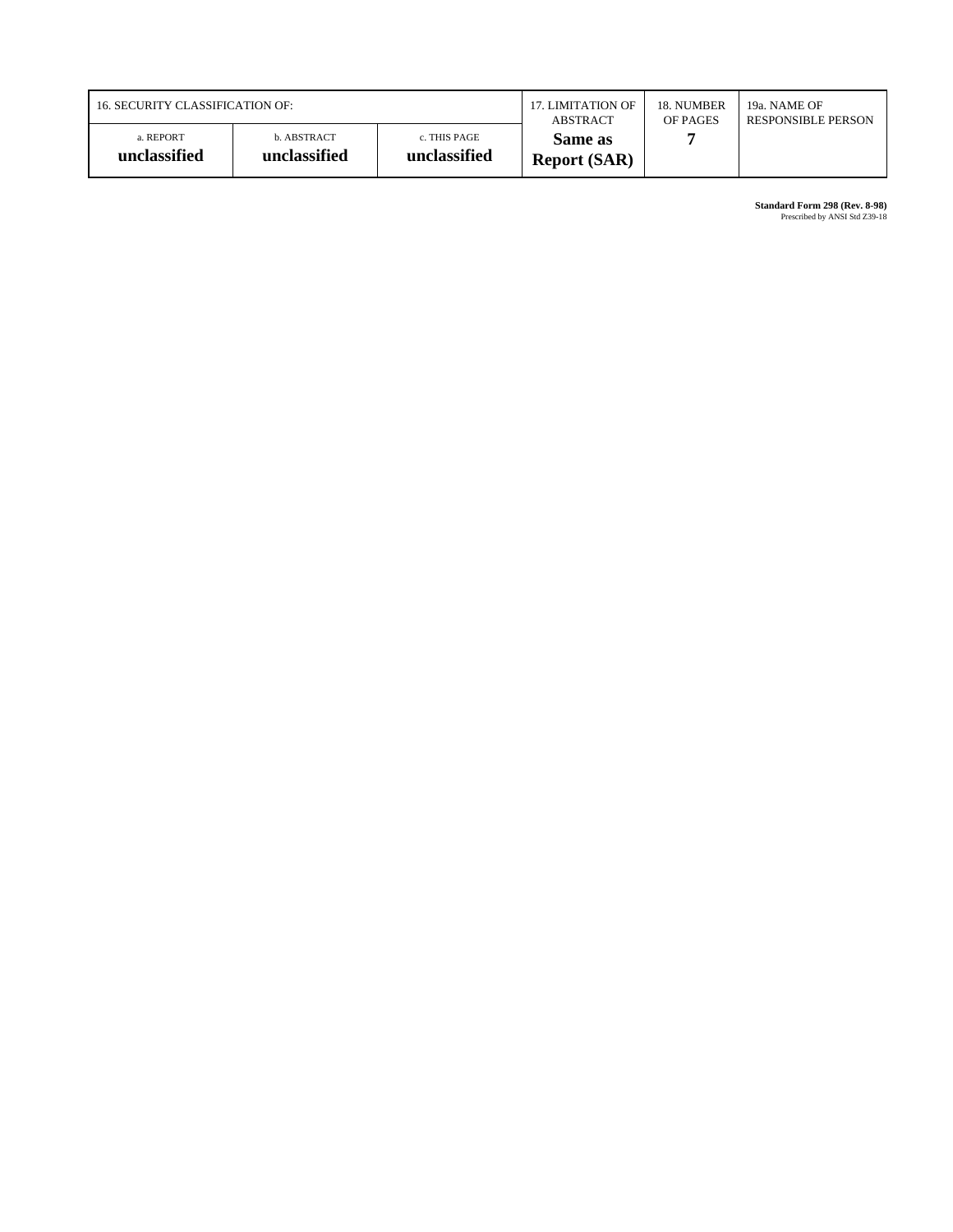| 16. SECURITY CLASSIFICATION OF: | | | 17. LIMITATION OF ABSTRACT | 18. NUMBER OF PAGES | 19a. NAME OF RESPONSIBLE PERSON |
|---|---|---|---|---|---|
| a. REPORT **unclassified** | b. ABSTRACT **unclassified** | c. THIS PAGE **unclassified** | **Same as Report (SAR)** | **7** | |

**Standard Form 298 (Rev. 8-98)**
Prescribed by ANSI Std Z39-18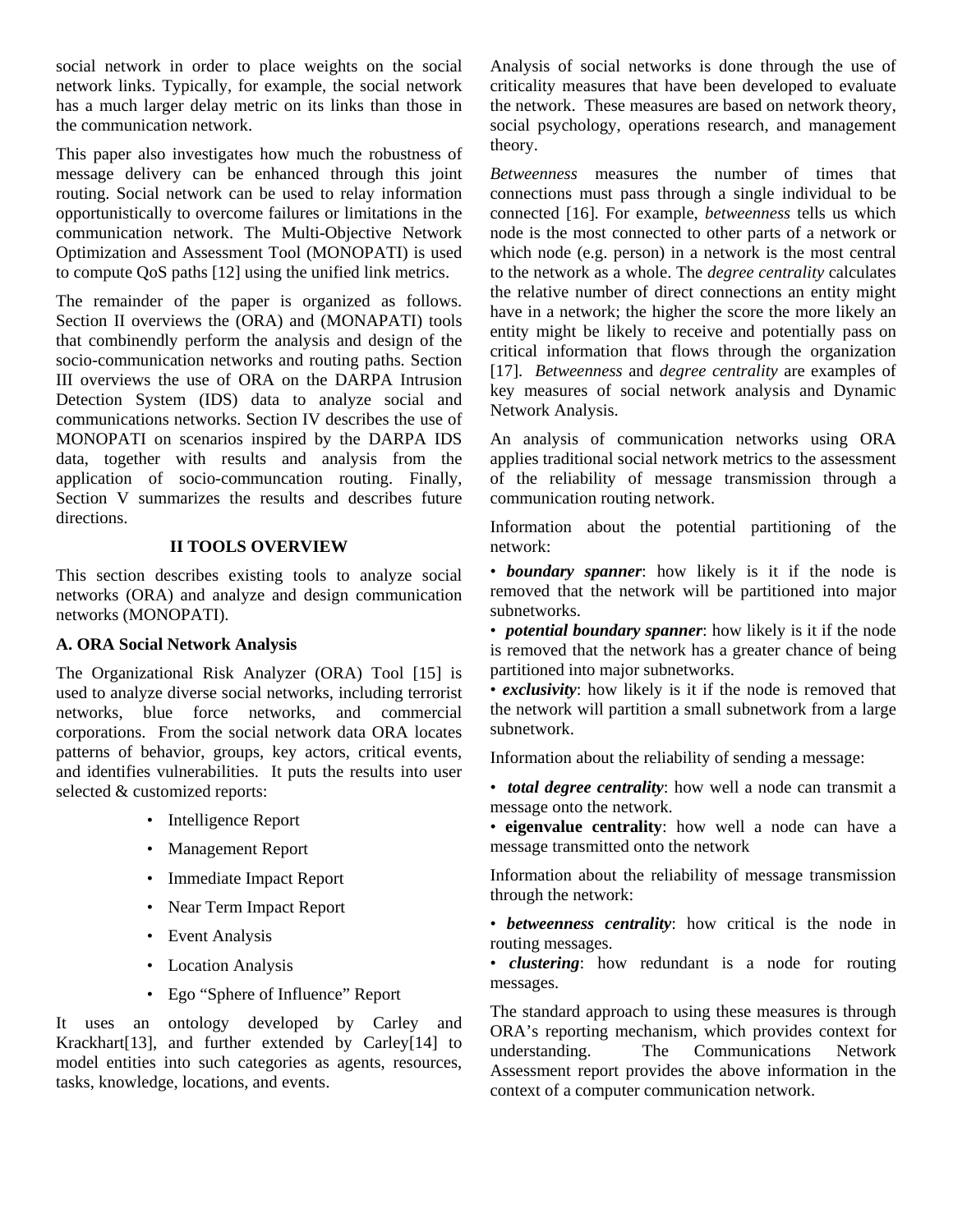social network in order to place weights on the social network links. Typically, for example, the social network has a much larger delay metric on its links than those in the communication network.

This paper also investigates how much the robustness of message delivery can be enhanced through this joint routing. Social network can be used to relay information opportunistically to overcome failures or limitations in the communication network. The Multi-Objective Network Optimization and Assessment Tool (MONOPATI) is used to compute QoS paths [12] using the unified link metrics.

The remainder of the paper is organized as follows. Section II overviews the (ORA) and (MONAPATI) tools that combinendly perform the analysis and design of the socio-communication networks and routing paths. Section III overviews the use of ORA on the DARPA Intrusion Detection System (IDS) data to analyze social and communications networks. Section IV describes the use of MONOPATI on scenarios inspired by the DARPA IDS data, together with results and analysis from the application of socio-communcation routing. Finally, Section V summarizes the results and describes future directions.

## II TOOLS OVERVIEW

This section describes existing tools to analyze social networks (ORA) and analyze and design communication networks (MONOPATI).

### A. ORA Social Network Analysis

The Organizational Risk Analyzer (ORA) Tool [15] is used to analyze diverse social networks, including terrorist networks, blue force networks, and commercial corporations. From the social network data ORA locates patterns of behavior, groups, key actors, critical events, and identifies vulnerabilities. It puts the results into user selected & customized reports:

- Intelligence Report
- Management Report
- Immediate Impact Report
- Near Term Impact Report
- Event Analysis
- Location Analysis
- Ego "Sphere of Influence" Report

It uses an ontology developed by Carley and Krackhart[13], and further extended by Carley[14] to model entities into such categories as agents, resources, tasks, knowledge, locations, and events.

Analysis of social networks is done through the use of criticality measures that have been developed to evaluate the network. These measures are based on network theory, social psychology, operations research, and management theory.

*Betweenness* measures the number of times that connections must pass through a single individual to be connected [16]. For example, *betweenness* tells us which node is the most connected to other parts of a network or which node (e.g. person) in a network is the most central to the network as a whole. The *degree centrality* calculates the relative number of direct connections an entity might have in a network; the higher the score the more likely an entity might be likely to receive and potentially pass on critical information that flows through the organization [17]. *Betweenness* and *degree centrality* are examples of key measures of social network analysis and Dynamic Network Analysis.

An analysis of communication networks using ORA applies traditional social network metrics to the assessment of the reliability of message transmission through a communication routing network.

Information about the potential partitioning of the network:

• ***boundary spanner***: how likely is it if the node is removed that the network will be partitioned into major subnetworks.
• ***potential boundary spanner***: how likely is it if the node is removed that the network has a greater chance of being partitioned into major subnetworks.
• ***exclusivity***: how likely is it if the node is removed that the network will partition a small subnetwork from a large subnetwork.

Information about the reliability of sending a message:

• ***total degree centrality***: how well a node can transmit a message onto the network.
• **eigenvalue centrality**: how well a node can have a message transmitted onto the network

Information about the reliability of message transmission through the network:

• ***betweenness centrality***: how critical is the node in routing messages.
• ***clustering***: how redundant is a node for routing messages.

The standard approach to using these measures is through ORA's reporting mechanism, which provides context for understanding. The Communications Network Assessment report provides the above information in the context of a computer communication network.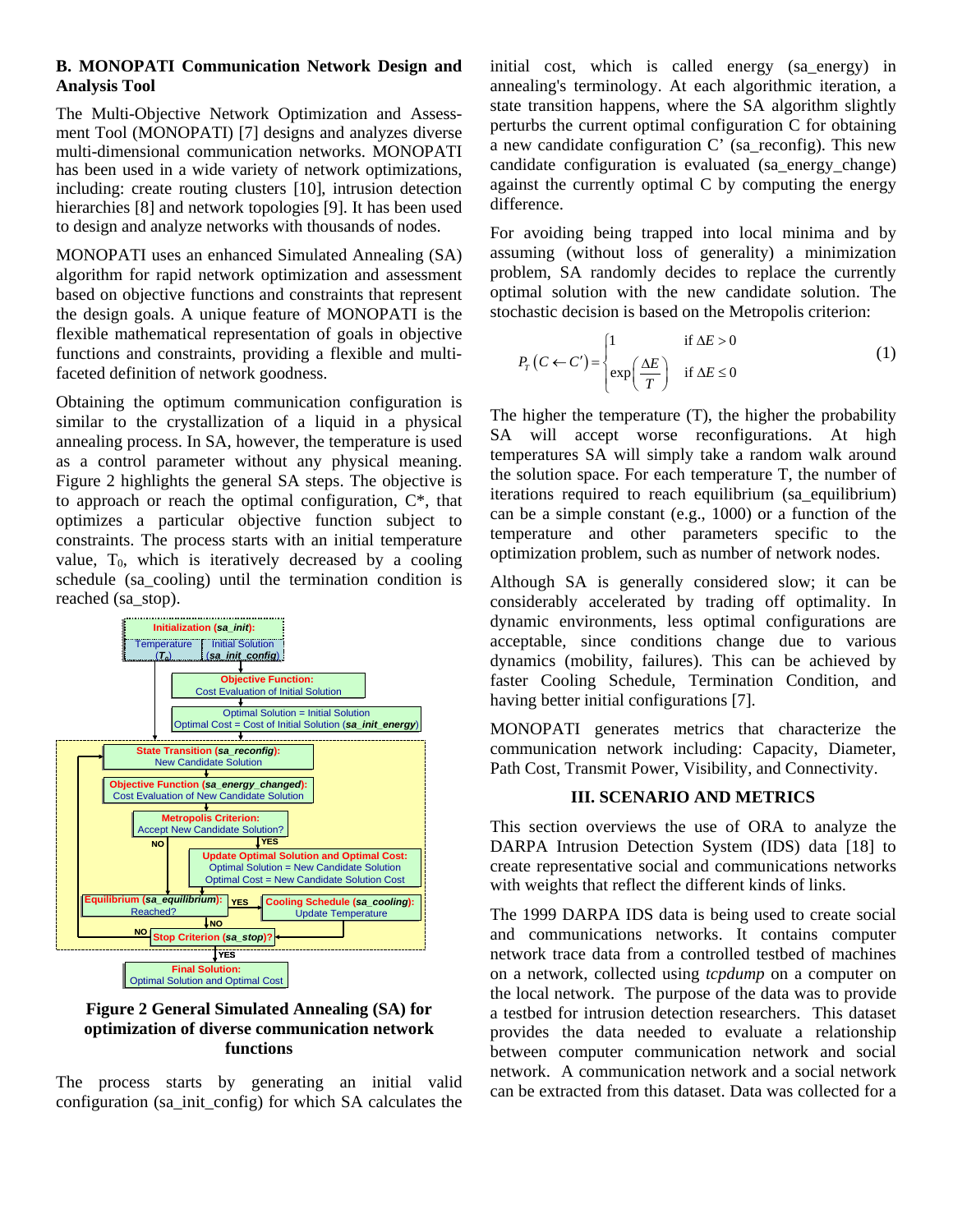## B. MONOPATI Communication Network Design and Analysis Tool

The Multi-Objective Network Optimization and Assessment Tool (MONOPATI) [7] designs and analyzes diverse multi-dimensional communication networks. MONOPATI has been used in a wide variety of network optimizations, including: create routing clusters [10], intrusion detection hierarchies [8] and network topologies [9]. It has been used to design and analyze networks with thousands of nodes.

MONOPATI uses an enhanced Simulated Annealing (SA) algorithm for rapid network optimization and assessment based on objective functions and constraints that represent the design goals. A unique feature of MONOPATI is the flexible mathematical representation of goals in objective functions and constraints, providing a flexible and multi-faceted definition of network goodness.

Obtaining the optimum communication configuration is similar to the crystallization of a liquid in a physical annealing process. In SA, however, the temperature is used as a control parameter without any physical meaning. Figure 2 highlights the general SA steps. The objective is to approach or reach the optimal configuration, C*, that optimizes a particular objective function subject to constraints. The process starts with an initial temperature value, $T_0$, which is iteratively decreased by a cooling schedule (sa_cooling) until the termination condition is reached (sa_stop).

**Figure 2 General Simulated Annealing (SA) for optimization of diverse communication network functions**

The process starts by generating an initial valid configuration (sa_init_config) for which SA calculates the initial cost, which is called energy (sa_energy) in annealing's terminology. At each algorithmic iteration, a state transition happens, where the SA algorithm slightly perturbs the current optimal configuration C for obtaining a new candidate configuration C' (sa_reconfig). This new candidate configuration is evaluated (sa_energy_change) against the currently optimal C by computing the energy difference.

For avoiding being trapped into local minima and by assuming (without loss of generality) a minimization problem, SA randomly decides to replace the currently optimal solution with the new candidate solution. The stochastic decision is based on the Metropolis criterion:

$$P_T\left(C \leftarrow C'\right) = \begin{cases} 1 & \text{if } \Delta E > 0 \\ \exp\left(\dfrac{\Delta E}{T}\right) & \text{if } \Delta E \leq 0 \end{cases} \quad (1)$$

The higher the temperature (T), the higher the probability SA will accept worse reconfigurations. At high temperatures SA will simply take a random walk around the solution space. For each temperature T, the number of iterations required to reach equilibrium (sa_equilibrium) can be a simple constant (e.g., 1000) or a function of the temperature and other parameters specific to the optimization problem, such as number of network nodes.

Although SA is generally considered slow; it can be considerably accelerated by trading off optimality. In dynamic environments, less optimal configurations are acceptable, since conditions change due to various dynamics (mobility, failures). This can be achieved by faster Cooling Schedule, Termination Condition, and having better initial configurations [7].

MONOPATI generates metrics that characterize the communication network including: Capacity, Diameter, Path Cost, Transmit Power, Visibility, and Connectivity.

## III. SCENARIO AND METRICS

This section overviews the use of ORA to analyze the DARPA Intrusion Detection System (IDS) data [18] to create representative social and communications networks with weights that reflect the different kinds of links.

The 1999 DARPA IDS data is being used to create social and communications networks. It contains computer network trace data from a controlled testbed of machines on a network, collected using *tcpdump* on a computer on the local network. The purpose of the data was to provide a testbed for intrusion detection researchers. This dataset provides the data needed to evaluate a relationship between computer communication network and social network. A communication network and a social network can be extracted from this dataset. Data was collected for a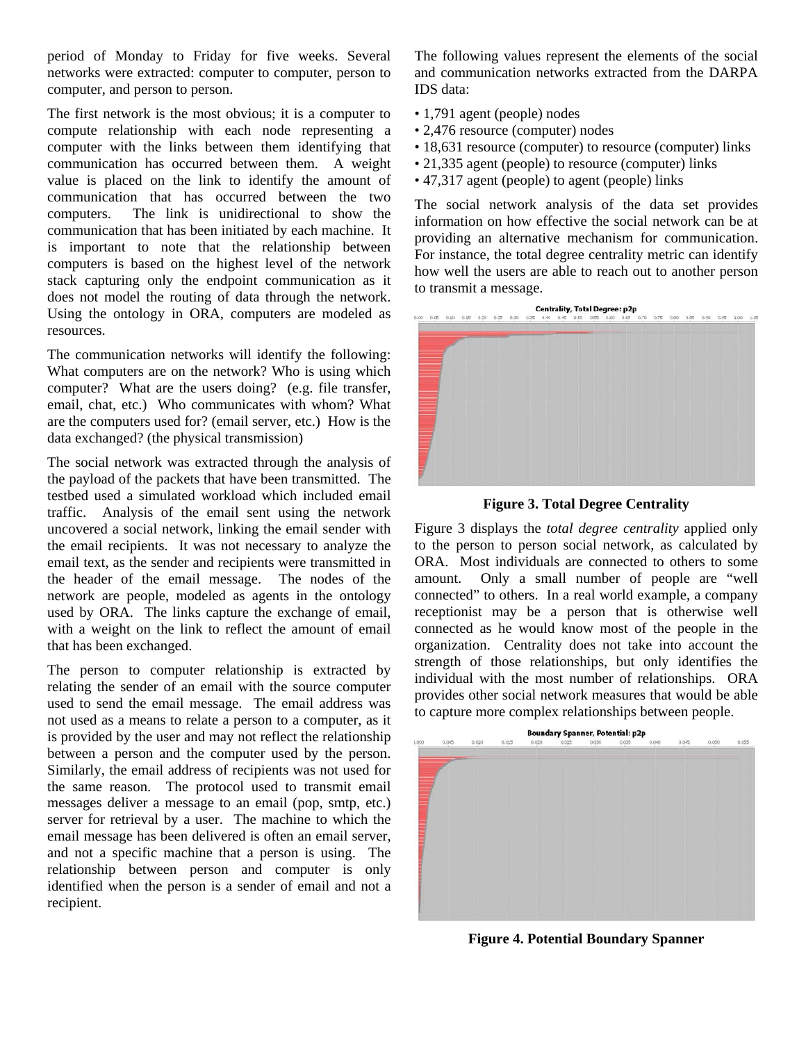period of Monday to Friday for five weeks. Several networks were extracted: computer to computer, person to computer, and person to person.

The first network is the most obvious; it is a computer to compute relationship with each node representing a computer with the links between them identifying that communication has occurred between them. A weight value is placed on the link to identify the amount of communication that has occurred between the two computers. The link is unidirectional to show the communication that has been initiated by each machine. It is important to note that the relationship between computers is based on the highest level of the network stack capturing only the endpoint communication as it does not model the routing of data through the network. Using the ontology in ORA, computers are modeled as resources.

The communication networks will identify the following: What computers are on the network? Who is using which computer? What are the users doing? (e.g. file transfer, email, chat, etc.) Who communicates with whom? What are the computers used for? (email server, etc.) How is the data exchanged? (the physical transmission)

The social network was extracted through the analysis of the payload of the packets that have been transmitted. The testbed used a simulated workload which included email traffic. Analysis of the email sent using the network uncovered a social network, linking the email sender with the email recipients. It was not necessary to analyze the email text, as the sender and recipients were transmitted in the header of the email message. The nodes of the network are people, modeled as agents in the ontology used by ORA. The links capture the exchange of email, with a weight on the link to reflect the amount of email that has been exchanged.

The person to computer relationship is extracted by relating the sender of an email with the source computer used to send the email message. The email address was not used as a means to relate a person to a computer, as it is provided by the user and may not reflect the relationship between a person and the computer used by the person. Similarly, the email address of recipients was not used for the same reason. The protocol used to transmit email messages deliver a message to an email (pop, smtp, etc.) server for retrieval by a user. The machine to which the email message has been delivered is often an email server, and not a specific machine that a person is using. The relationship between person and computer is only identified when the person is a sender of email and not a recipient.

The following values represent the elements of the social and communication networks extracted from the DARPA IDS data:

- 1,791 agent (people) nodes
- 2,476 resource (computer) nodes
- 18,631 resource (computer) to resource (computer) links
- 21,335 agent (people) to resource (computer) links
- 47,317 agent (people) to agent (people) links

The social network analysis of the data set provides information on how effective the social network can be at providing an alternative mechanism for communication. For instance, the total degree centrality metric can identify how well the users are able to reach out to another person to transmit a message.

Centrality, Total Degree: p2p

0.00 0.05 0.10 0.15 0.20 0.25 0.30 0.35 0.40 0.45 0.50 0.55 0.60 0.65 0.70 0.75 0.80 0.85 0.90 0.95 1.00 1.05

**Figure 3. Total Degree Centrality**

Figure 3 displays the *total degree centrality* applied only to the person to person social network, as calculated by ORA. Most individuals are connected to others to some amount. Only a small number of people are "well connected" to others. In a real world example, a company receptionist may be a person that is otherwise well connected as he would know most of the people in the organization. Centrality does not take into account the strength of those relationships, but only identifies the individual with the most number of relationships. ORA provides other social network measures that would be able to capture more complex relationships between people.

Boundary Spanner, Potential: p2p

0.000 0.005 0.010 0.015 0.020 0.025 0.030 0.035 0.040 0.045 0.050 0.055

**Figure 4. Potential Boundary Spanner**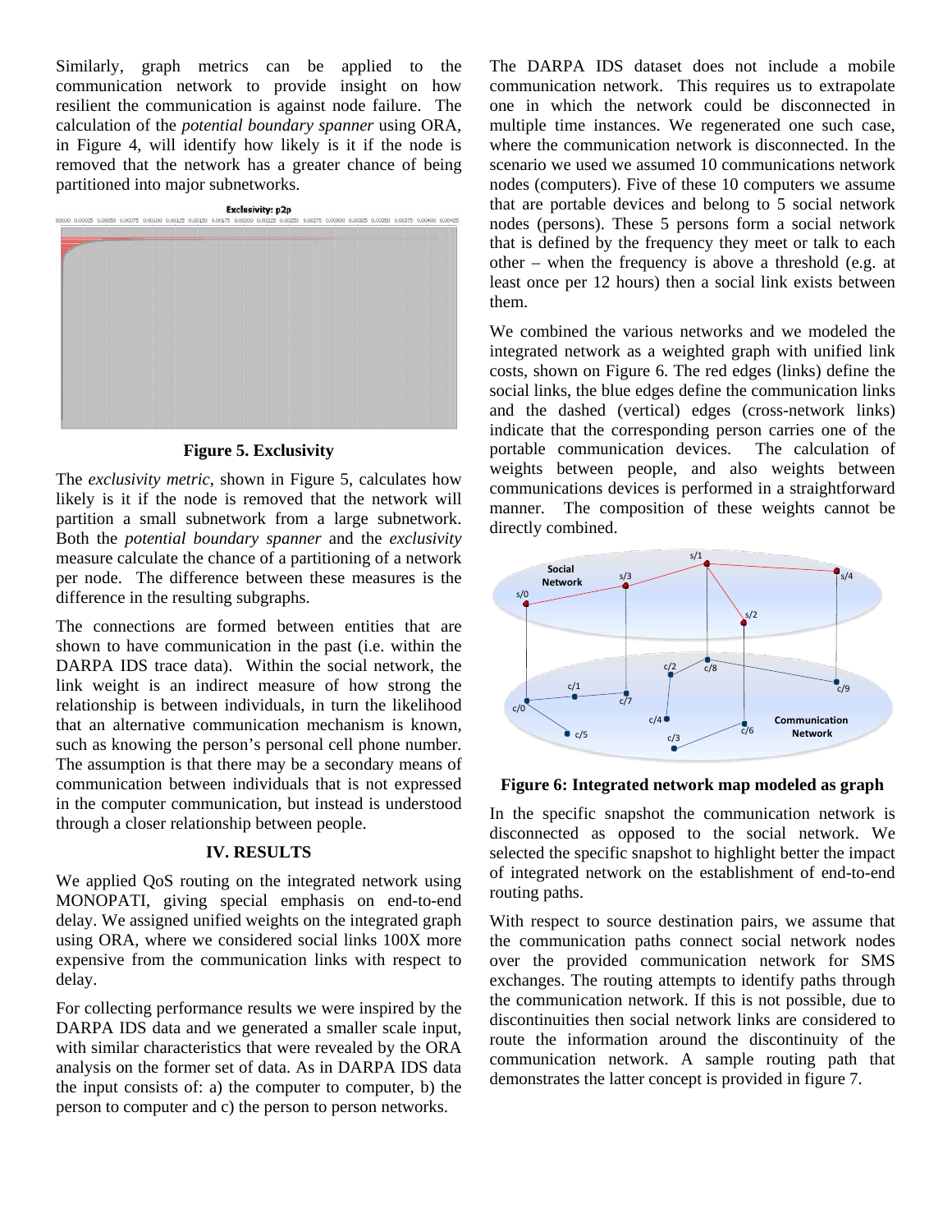Similarly, graph metrics can be applied to the communication network to provide insight on how resilient the communication is against node failure. The calculation of the *potential boundary spanner* using ORA, in Figure 4, will identify how likely is it if the node is removed that the network has a greater chance of being partitioned into major subnetworks.

**Figure 5. Exclusivity**

The *exclusivity metric*, shown in Figure 5, calculates how likely is it if the node is removed that the network will partition a small subnetwork from a large subnetwork. Both the *potential boundary spanner* and the *exclusivity* measure calculate the chance of a partitioning of a network per node. The difference between these measures is the difference in the resulting subgraphs.

The connections are formed between entities that are shown to have communication in the past (i.e. within the DARPA IDS trace data). Within the social network, the link weight is an indirect measure of how strong the relationship is between individuals, in turn the likelihood that an alternative communication mechanism is known, such as knowing the person's personal cell phone number. The assumption is that there may be a secondary means of communication between individuals that is not expressed in the computer communication, but instead is understood through a closer relationship between people.

## IV. RESULTS

We applied QoS routing on the integrated network using MONOPATI, giving special emphasis on end-to-end delay. We assigned unified weights on the integrated graph using ORA, where we considered social links 100X more expensive from the communication links with respect to delay.

For collecting performance results we were inspired by the DARPA IDS data and we generated a smaller scale input, with similar characteristics that were revealed by the ORA analysis on the former set of data. As in DARPA IDS data the input consists of: a) the computer to computer, b) the person to computer and c) the person to person networks.

The DARPA IDS dataset does not include a mobile communication network. This requires us to extrapolate one in which the network could be disconnected in multiple time instances. We regenerated one such case, where the communication network is disconnected. In the scenario we used we assumed 10 communications network nodes (computers). Five of these 10 computers we assume that are portable devices and belong to 5 social network nodes (persons). These 5 persons form a social network that is defined by the frequency they meet or talk to each other – when the frequency is above a threshold (e.g. at least once per 12 hours) then a social link exists between them.

We combined the various networks and we modeled the integrated network as a weighted graph with unified link costs, shown on Figure 6. The red edges (links) define the social links, the blue edges define the communication links and the dashed (vertical) edges (cross-network links) indicate that the corresponding person carries one of the portable communication devices. The calculation of weights between people, and also weights between communications devices is performed in a straightforward manner. The composition of these weights cannot be directly combined.

**Figure 6: Integrated network map modeled as graph**

In the specific snapshot the communication network is disconnected as opposed to the social network. We selected the specific snapshot to highlight better the impact of integrated network on the establishment of end-to-end routing paths.

With respect to source destination pairs, we assume that the communication paths connect social network nodes over the provided communication network for SMS exchanges. The routing attempts to identify paths through the communication network. If this is not possible, due to discontinuities then social network links are considered to route the information around the discontinuity of the communication network. A sample routing path that demonstrates the latter concept is provided in figure 7.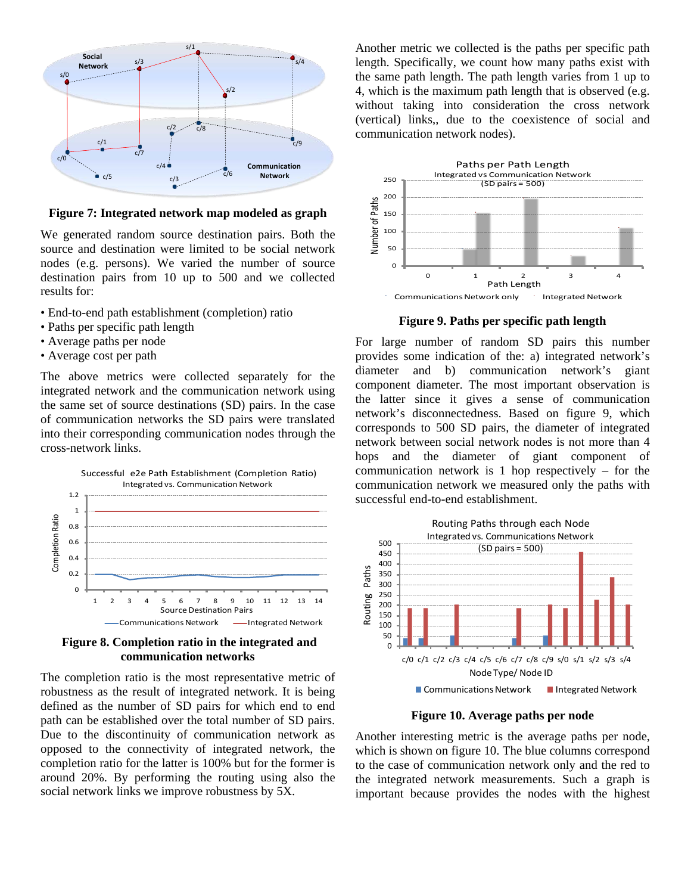**Figure 7: Integrated network map modeled as graph**

We generated random source destination pairs. Both the source and destination were limited to be social network nodes (e.g. persons). We varied the number of source destination pairs from 10 up to 500 and we collected results for:

- End-to-end path establishment (completion) ratio
- Paths per specific path length
- Average paths per node
- Average cost per path

The above metrics were collected separately for the integrated network and the communication network using the same set of source destinations (SD) pairs. In the case of communication networks the SD pairs were translated into their corresponding communication nodes through the cross-network links.

**Figure 8. Completion ratio in the integrated and communication networks**

The completion ratio is the most representative metric of robustness as the result of integrated network. It is being defined as the number of SD pairs for which end to end path can be established over the total number of SD pairs. Due to the discontinuity of communication network as opposed to the connectivity of integrated network, the completion ratio for the latter is 100% but for the former is around 20%. By performing the routing using also the social network links we improve robustness by 5X.

Another metric we collected is the paths per specific path length. Specifically, we count how many paths exist with the same path length. The path length varies from 1 up to 4, which is the maximum path length that is observed (e.g. without taking into consideration the cross network (vertical) links,, due to the coexistence of social and communication network nodes).

**Figure 9. Paths per specific path length**

For large number of random SD pairs this number provides some indication of the: a) integrated network's diameter and b) communication network's giant component diameter. The most important observation is the latter since it gives a sense of communication network's disconnectedness. Based on figure 9, which corresponds to 500 SD pairs, the diameter of integrated network between social network nodes is not more than 4 hops and the diameter of giant component of communication network is 1 hop respectively – for the communication network we measured only the paths with successful end-to-end establishment.

**Figure 10. Average paths per node**

Another interesting metric is the average paths per node, which is shown on figure 10. The blue columns correspond to the case of communication network only and the red to the integrated network measurements. Such a graph is important because provides the nodes with the highest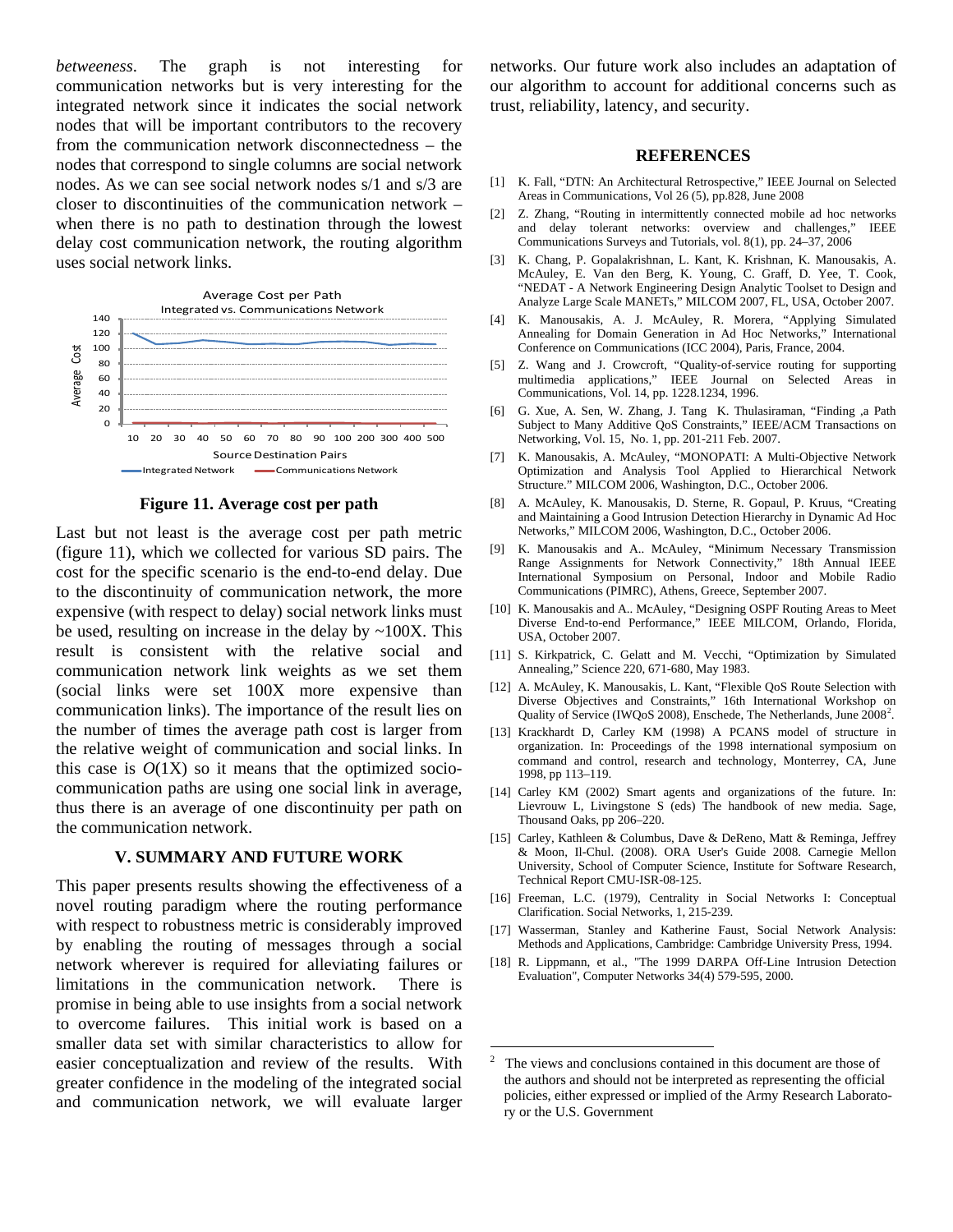*betweeness*. The graph is not interesting for communication networks but is very interesting for the integrated network since it indicates the social network nodes that will be important contributors to the recovery from the communication network disconnectedness – the nodes that correspond to single columns are social network nodes. As we can see social network nodes s/1 and s/3 are closer to discontinuities of the communication network – when there is no path to destination through the lowest delay cost communication network, the routing algorithm uses social network links.

Average Cost per Path
Integrated vs. Communications Network
Average Cost
140
120
100
80
60
40
20
0
10 20 30 40 50 60 70 80 90 100 200 300 400 500
Source Destination Pairs
Integrated Network
Communications Network

**Figure 11. Average cost per path**

Last but not least is the average cost per path metric (figure 11), which we collected for various SD pairs. The cost for the specific scenario is the end-to-end delay. Due to the discontinuity of communication network, the more expensive (with respect to delay) social network links must be used, resulting on increase in the delay by ~100X. This result is consistent with the relative social and communication network link weights as we set them (social links were set 100X more expensive than communication links). The importance of the result lies on the number of times the average path cost is larger from the relative weight of communication and social links. In this case is $O$(1X) so it means that the optimized socio-communication paths are using one social link in average, thus there is an average of one discontinuity per path on the communication network.

## V. SUMMARY AND FUTURE WORK

This paper presents results showing the effectiveness of a novel routing paradigm where the routing performance with respect to robustness metric is considerably improved by enabling the routing of messages through a social network wherever is required for alleviating failures or limitations in the communication network. There is promise in being able to use insights from a social network to overcome failures. This initial work is based on a smaller data set with similar characteristics to allow for easier conceptualization and review of the results. With greater confidence in the modeling of the integrated social and communication network, we will evaluate larger networks. Our future work also includes an adaptation of our algorithm to account for additional concerns such as trust, reliability, latency, and security.

## REFERENCES

[1] K. Fall, "DTN: An Architectural Retrospective," IEEE Journal on Selected Areas in Communications, Vol 26 (5), pp.828, June 2008

[2] Z. Zhang, "Routing in intermittently connected mobile ad hoc networks and delay tolerant networks: overview and challenges," IEEE Communications Surveys and Tutorials, vol. 8(1), pp. 24–37, 2006

[3] K. Chang, P. Gopalakrishnan, L. Kant, K. Krishnan, K. Manousakis, A. McAuley, E. Van den Berg, K. Young, C. Graff, D. Yee, T. Cook, "NEDAT - A Network Engineering Design Analytic Toolset to Design and Analyze Large Scale MANETs," MILCOM 2007, FL, USA, October 2007.

[4] K. Manousakis, A. J. McAuley, R. Morera, "Applying Simulated Annealing for Domain Generation in Ad Hoc Networks," International Conference on Communications (ICC 2004), Paris, France, 2004.

[5] Z. Wang and J. Crowcroft, "Quality-of-service routing for supporting multimedia applications," IEEE Journal on Selected Areas in Communications, Vol. 14, pp. 1228.1234, 1996.

[6] G. Xue, A. Sen, W. Zhang, J. Tang K. Thulasiraman, "Finding ,a Path Subject to Many Additive QoS Constraints," IEEE/ACM Transactions on Networking, Vol. 15, No. 1, pp. 201-211 Feb. 2007.

[7] K. Manousakis, A. McAuley, "MONOPATI: A Multi-Objective Network Optimization and Analysis Tool Applied to Hierarchical Network Structure." MILCOM 2006, Washington, D.C., October 2006.

[8] A. McAuley, K. Manousakis, D. Sterne, R. Gopaul, P. Kruus, "Creating and Maintaining a Good Intrusion Detection Hierarchy in Dynamic Ad Hoc Networks," MILCOM 2006, Washington, D.C., October 2006.

[9] K. Manousakis and A.. McAuley, "Minimum Necessary Transmission Range Assignments for Network Connectivity," 18th Annual IEEE International Symposium on Personal, Indoor and Mobile Radio Communications (PIMRC), Athens, Greece, September 2007.

[10] K. Manousakis and A.. McAuley, "Designing OSPF Routing Areas to Meet Diverse End-to-end Performance," IEEE MILCOM, Orlando, Florida, USA, October 2007.

[11] S. Kirkpatrick, C. Gelatt and M. Vecchi, "Optimization by Simulated Annealing," Science 220, 671-680, May 1983.

[12] A. McAuley, K. Manousakis, L. Kant, "Flexible QoS Route Selection with Diverse Objectives and Constraints," 16th International Workshop on Quality of Service (IWQoS 2008), Enschede, The Netherlands, June 2008[2].

[13] Krackhardt D, Carley KM (1998) A PCANS model of structure in organization. In: Proceedings of the 1998 international symposium on command and control, research and technology, Monterrey, CA, June 1998, pp 113–119.

[14] Carley KM (2002) Smart agents and organizations of the future. In: Lievrouw L, Livingstone S (eds) The handbook of new media. Sage, Thousand Oaks, pp 206–220.

[15] Carley, Kathleen & Columbus, Dave & DeReno, Matt & Reminga, Jeffrey & Moon, Il-Chul. (2008). ORA User's Guide 2008. Carnegie Mellon University, School of Computer Science, Institute for Software Research, Technical Report CMU-ISR-08-125.

[16] Freeman, L.C. (1979), Centrality in Social Networks I: Conceptual Clarification. Social Networks, 1, 215-239.

[17] Wasserman, Stanley and Katherine Faust, Social Network Analysis: Methods and Applications, Cambridge: Cambridge University Press, 1994.

[18] R. Lippmann, et al., "The 1999 DARPA Off-Line Intrusion Detection Evaluation", Computer Networks 34(4) 579-595, 2000.

[2] The views and conclusions contained in this document are those of the authors and should not be interpreted as representing the official policies, either expressed or implied of the Army Research Laboratory or the U.S. Government